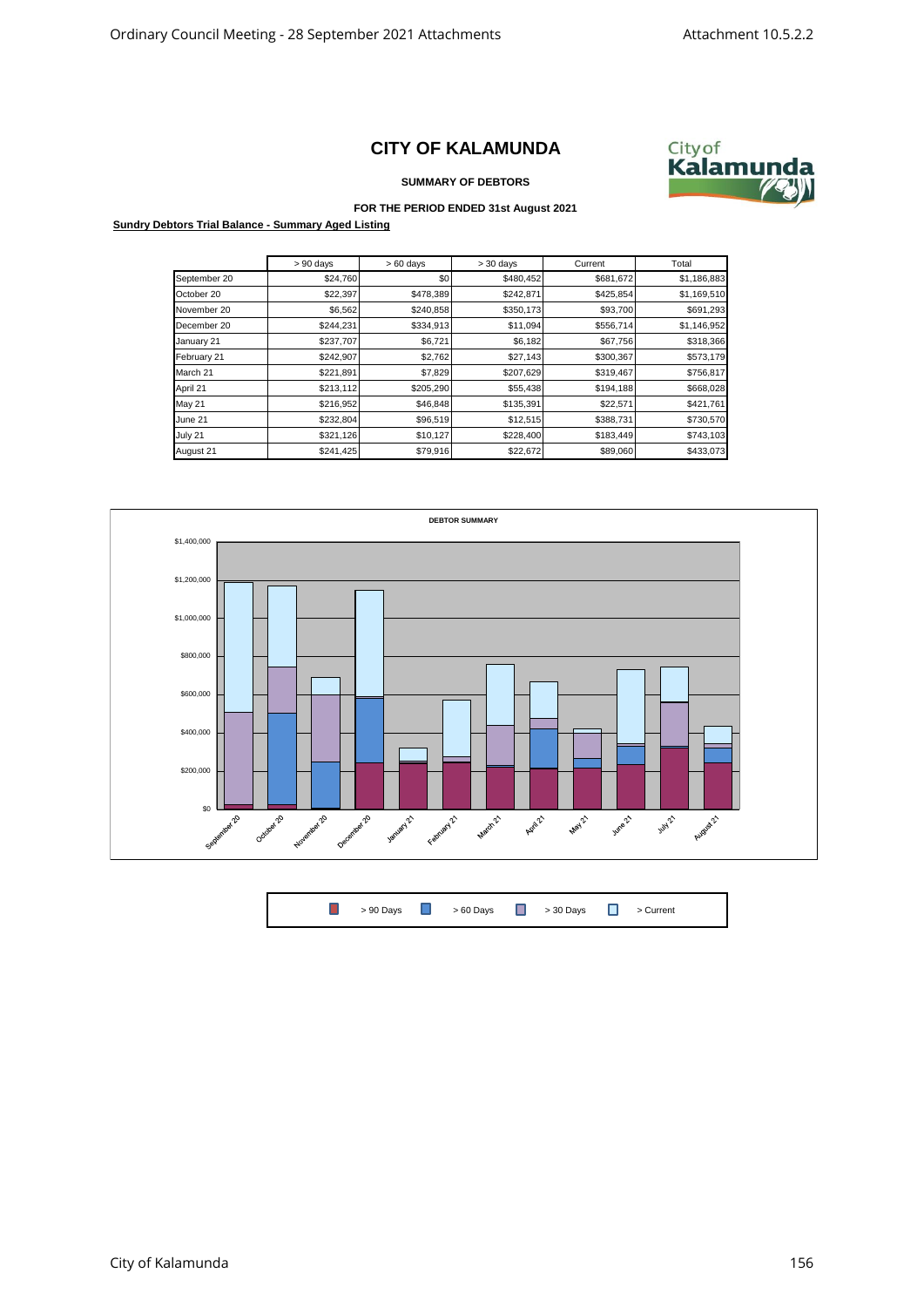# CITY OF KALAMUNDA

**SUMMARY OF DEBTORS**

**FOR THE PERIOD ENDED 31st August 2021**

**Sundry Debtors Trial Balance - Summary Aged Listing**

| | > 90 days | > 60 days | > 30 days | Current | Total |
|---|---|---|---|---|---|
| September 20 | $24,760 | $0 | $480,452 | $681,672 | $1,186,883 |
| October 20 | $22,397 | $478,389 | $242,871 | $425,854 | $1,169,510 |
| November 20 | $6,562 | $240,858 | $350,173 | $93,700 | $691,293 |
| December 20 | $244,231 | $334,913 | $11,094 | $556,714 | $1,146,952 |
| January 21 | $237,707 | $6,721 | $6,182 | $67,756 | $318,366 |
| February 21 | $242,907 | $2,762 | $27,143 | $300,367 | $573,179 |
| March 21 | $221,891 | $7,829 | $207,629 | $319,467 | $756,817 |
| April 21 | $213,112 | $205,290 | $55,438 | $194,188 | $668,028 |
| May 21 | $216,952 | $46,848 | $135,391 | $22,571 | $421,761 |
| June 21 | $232,804 | $96,519 | $12,515 | $388,731 | $730,570 |
| July 21 | $321,126 | $10,127 | $228,400 | $183,449 | $743,103 |
| August 21 | $241,425 | $79,916 | $22,672 | $89,060 | $433,073 |

**DEBTOR SUMMARY**

Legend: > 90 Days, > 60 Days, > 30 Days, > Current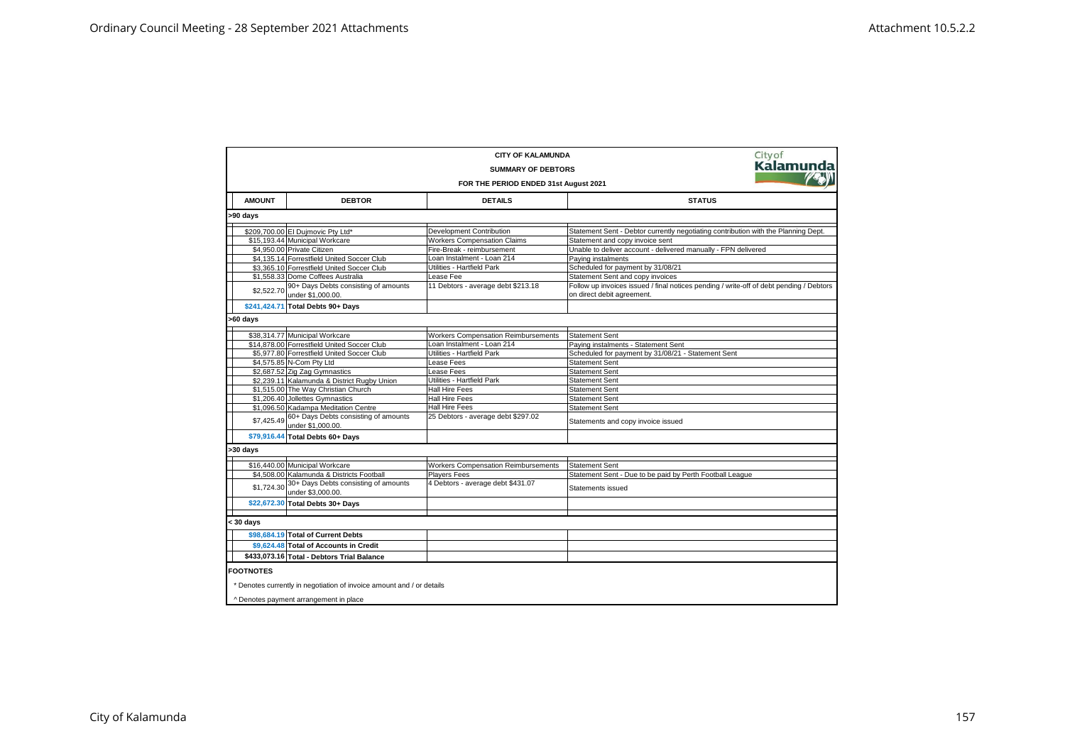**CITY OF KALAMUNDA**

**SUMMARY OF DEBTORS**

**FOR THE PERIOD ENDED 31st August 2021**

| AMOUNT | DEBTOR | DETAILS | STATUS |
|---|---|---|---|
| **>90 days** | | | |
| $209,700.00 | El Dujmovic Pty Ltd* | Development Contribution | Statement Sent - Debtor currently negotiating contribution with the Planning Dept. |
| $15,193.44 | Municipal Workcare | Workers Compensation Claims | Statement and copy invoice sent |
| $4,950.00 | Private Citizen | Fire-Break - reimbursement | Unable to deliver account - delivered manually - FPN delivered |
| $4,135.14 | Forrestfield United Soccer Club | Loan Instalment - Loan 214 | Paying instalments |
| $3,365.10 | Forrestfield United Soccer Club | Utilities - Hartfield Park | Scheduled for payment by 31/08/21 |
| $1,558.33 | Dome Coffees Australia | Lease Fee | Statement Sent and copy invoices |
| $2,522.70 | 90+ Days Debts consisting of amounts under $1,000.00. | 11 Debtors - average debt $213.18 | Follow up invoices issued / final notices pending / write-off of debt pending / Debtors on direct debit agreement. |
| $241,424.71 | **Total Debts 90+ Days** | | |
| **>60 days** | | | |
| $38,314.77 | Municipal Workcare | Workers Compensation Reimbursements | Statement Sent |
| $14,878.00 | Forrestfield United Soccer Club | Loan Instalment - Loan 214 | Paying instalments - Statement Sent |
| $5,977.80 | Forrestfield United Soccer Club | Utilities - Hartfield Park | Scheduled for payment by 31/08/21 - Statement Sent |
| $4,575.85 | N-Com Pty Ltd | Lease Fees | Statement Sent |
| $2,687.52 | Zig Zag Gymnastics | Lease Fees | Statement Sent |
| $2,239.11 | Kalamunda & District Rugby Union | Utilities - Hartfield Park | Statement Sent |
| $1,515.00 | The Way Christian Church | Hall Hire Fees | Statement Sent |
| $1,206.40 | Jollettes Gymnastics | Hall Hire Fees | Statement Sent |
| $1,096.50 | Kadampa Meditation Centre | Hall Hire Fees | Statement Sent |
| $7,425.49 | 60+ Days Debts consisting of amounts under $1,000.00. | 25 Debtors - average debt $297.02 | Statements and copy invoice issued |
| $79,916.44 | **Total Debts 60+ Days** | | |
| **>30 days** | | | |
| $16,440.00 | Municipal Workcare | Workers Compensation Reimbursements | Statement Sent |
| $4,508.00 | Kalamunda & Districts Football | Players Fees | Statement Sent - Due to be paid by Perth Football League |
| $1,724.30 | 30+ Days Debts consisting of amounts under $3,000.00. | 4 Debtors - average debt $431.07 | Statements issued |
| $22,672.30 | **Total Debts 30+ Days** | | |
| **< 30 days** | | | |
| $98,684.19 | **Total of Current Debts** | | |
| $9,624.48 | **Total of Accounts in Credit** | | |
| **$433,073.16** | **Total - Debtors Trial Balance** | | |

**FOOTNOTES**

\* Denotes currently in negotiation of invoice amount and / or details

^ Denotes payment arrangement in place